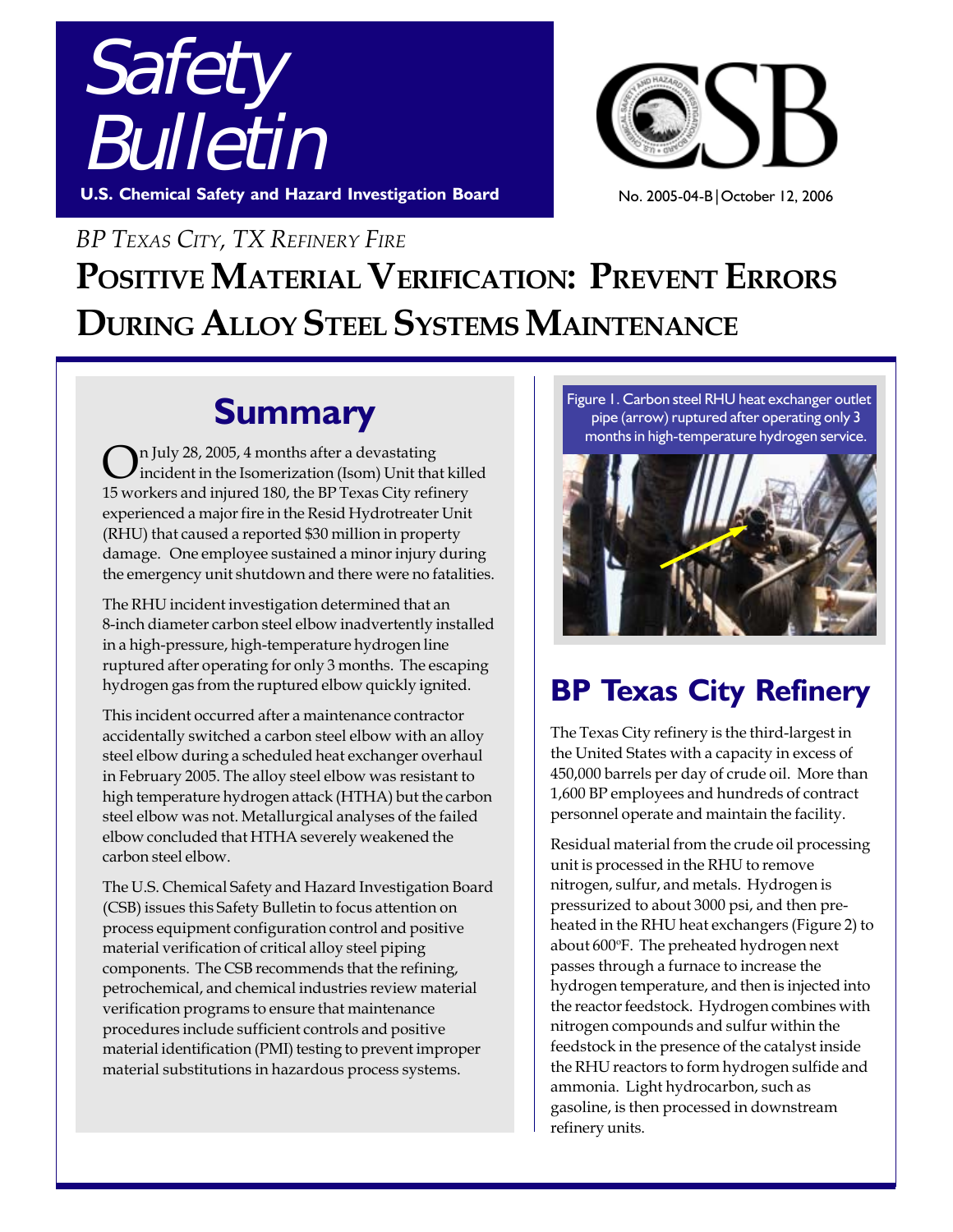# Safety Bulletin

**U.S. Chemical Safety and Hazard Investigation Board**

CSB

No. 2005-04-B | October 12, 2006

*BP Texas City, TX Refinery Fire*

# Positive Material Verification: Prevent Errors During Alloy Steel Systems Maintenance

## Summary

On July 28, 2005, 4 months after a devastating incident in the Isomerization (Isom) Unit that killed 15 workers and injured 180, the BP Texas City refinery experienced a major fire in the Resid Hydrotreater Unit (RHU) that caused a reported $30 million in property damage. One employee sustained a minor injury during the emergency unit shutdown and there were no fatalities.

The RHU incident investigation determined that an 8-inch diameter carbon steel elbow inadvertently installed in a high-pressure, high-temperature hydrogen line ruptured after operating for only 3 months. The escaping hydrogen gas from the ruptured elbow quickly ignited.

This incident occurred after a maintenance contractor accidentally switched a carbon steel elbow with an alloy steel elbow during a scheduled heat exchanger overhaul in February 2005. The alloy steel elbow was resistant to high temperature hydrogen attack (HTHA) but the carbon steel elbow was not. Metallurgical analyses of the failed elbow concluded that HTHA severely weakened the carbon steel elbow.

The U.S. Chemical Safety and Hazard Investigation Board (CSB) issues this Safety Bulletin to focus attention on process equipment configuration control and positive material verification of critical alloy steel piping components. The CSB recommends that the refining, petrochemical, and chemical industries review material verification programs to ensure that maintenance procedures include sufficient controls and positive material identification (PMI) testing to prevent improper material substitutions in hazardous process systems.

Figure 1. Carbon steel RHU heat exchanger outlet pipe (arrow) ruptured after operating only 3 months in high-temperature hydrogen service.

## BP Texas City Refinery

The Texas City refinery is the third-largest in the United States with a capacity in excess of 450,000 barrels per day of crude oil. More than 1,600 BP employees and hundreds of contract personnel operate and maintain the facility.

Residual material from the crude oil processing unit is processed in the RHU to remove nitrogen, sulfur, and metals. Hydrogen is pressurized to about 3000 psi, and then pre-heated in the RHU heat exchangers (Figure 2) to about 600°F. The preheated hydrogen next passes through a furnace to increase the hydrogen temperature, and then is injected into the reactor feedstock. Hydrogen combines with nitrogen compounds and sulfur within the feedstock in the presence of the catalyst inside the RHU reactors to form hydrogen sulfide and ammonia. Light hydrocarbon, such as gasoline, is then processed in downstream refinery units.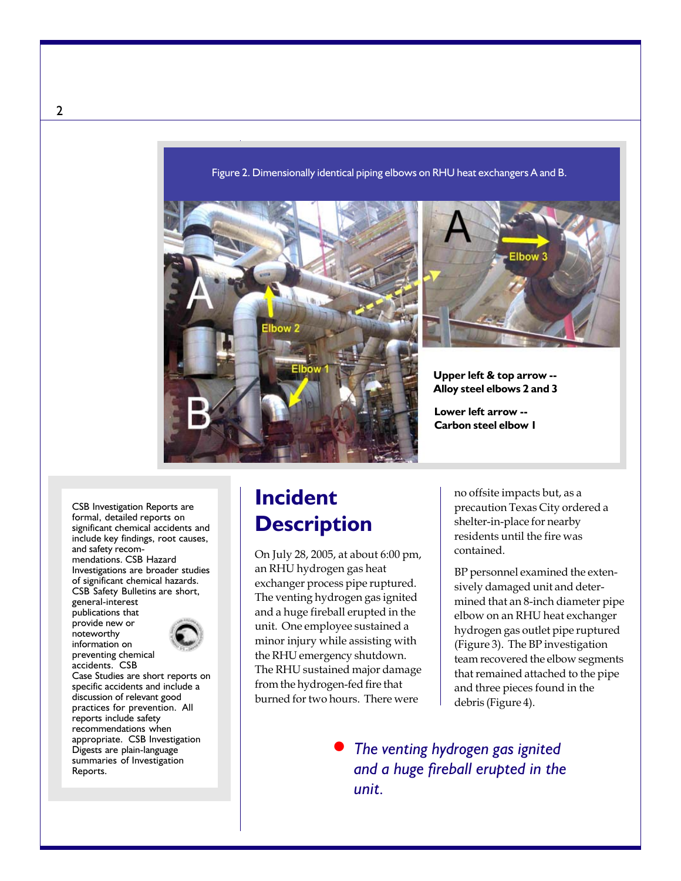Figure 2. Dimensionally identical piping elbows on RHU heat exchangers A and B.

**Upper left & top arrow -- Alloy steel elbows 2 and 3**

**Lower left arrow -- Carbon steel elbow 1**

CSB Investigation Reports are formal, detailed reports on significant chemical accidents and include key findings, root causes, and safety recommendations. CSB Hazard Investigations are broader studies of significant chemical hazards. CSB Safety Bulletins are short, general-interest publications that provide new or noteworthy information on preventing chemical accidents. CSB Case Studies are short reports on specific accidents and include a discussion of relevant good practices for prevention. All reports include safety recommendations when appropriate. CSB Investigation Digests are plain-language summaries of Investigation Reports.

# Incident Description

On July 28, 2005, at about 6:00 pm, an RHU hydrogen gas heat exchanger process pipe ruptured. The venting hydrogen gas ignited and a huge fireball erupted in the unit. One employee sustained a minor injury while assisting with the RHU emergency shutdown. The RHU sustained major damage from the hydrogen-fed fire that burned for two hours. There were no offsite impacts but, as a precaution Texas City ordered a shelter-in-place for nearby residents until the fire was contained.

BP personnel examined the extensively damaged unit and determined that an 8-inch diameter pipe elbow on an RHU heat exchanger hydrogen gas outlet pipe ruptured (Figure 3). The BP investigation team recovered the elbow segments that remained attached to the pipe and three pieces found in the debris (Figure 4).

- *The venting hydrogen gas ignited and a huge fireball erupted in the unit.*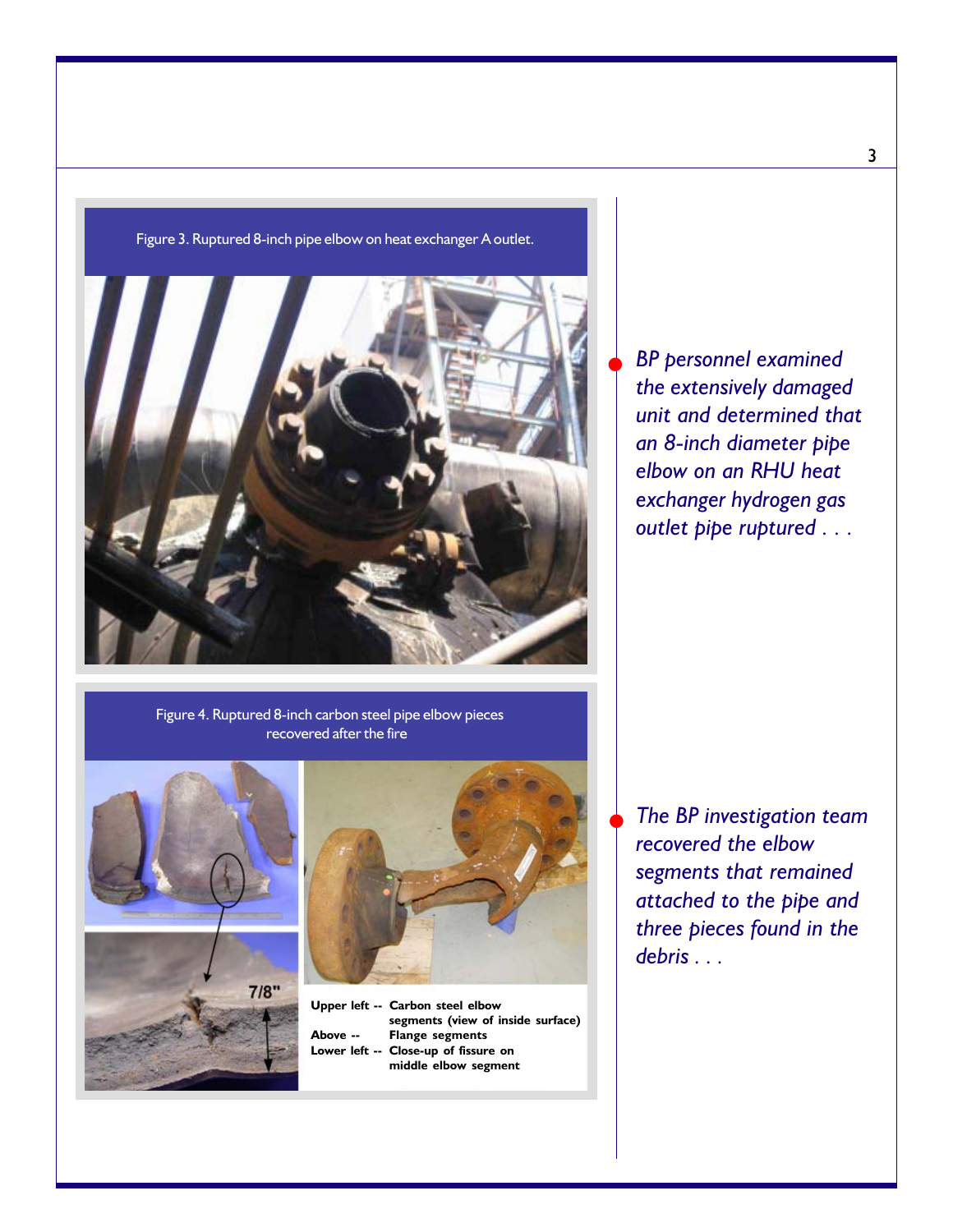Figure 3. Ruptured 8-inch pipe elbow on heat exchanger A outlet.

Figure 4. Ruptured 8-inch carbon steel pipe elbow pieces recovered after the fire

7/8"

**Upper left --** **Carbon steel elbow segments (view of inside surface)**
**Above --** **Flange segments**
**Lower left --** **Close-up of fissure on middle elbow segment**

- *BP personnel examined the extensively damaged unit and determined that an 8-inch diameter pipe elbow on an RHU heat exchanger hydrogen gas outlet pipe ruptured . . .*

- *The BP investigation team recovered the elbow segments that remained attached to the pipe and three pieces found in the debris . . .*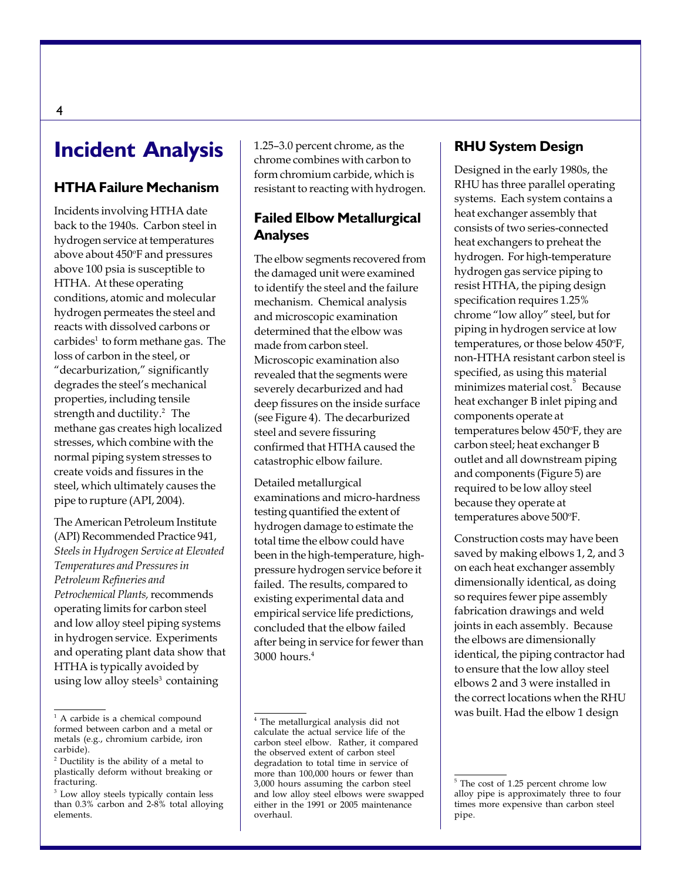# Incident Analysis

## HTHA Failure Mechanism

Incidents involving HTHA date back to the 1940s. Carbon steel in hydrogen service at temperatures above about 450°F and pressures above 100 psia is susceptible to HTHA. At these operating conditions, atomic and molecular hydrogen permeates the steel and reacts with dissolved carbons or carbides[1] to form methane gas. The loss of carbon in the steel, or "decarburization," significantly degrades the steel's mechanical properties, including tensile strength and ductility.[2] The methane gas creates high localized stresses, which combine with the normal piping system stresses to create voids and fissures in the steel, which ultimately causes the pipe to rupture (API, 2004).

The American Petroleum Institute (API) Recommended Practice 941, *Steels in Hydrogen Service at Elevated Temperatures and Pressures in Petroleum Refineries and Petrochemical Plants,* recommends operating limits for carbon steel and low alloy steel piping systems in hydrogen service. Experiments and operating plant data show that HTHA is typically avoided by using low alloy steels[3] containing 1.25–3.0 percent chrome, as the chrome combines with carbon to form chromium carbide, which is resistant to reacting with hydrogen.

[1] A carbide is a chemical compound formed between carbon and a metal or metals (e.g., chromium carbide, iron carbide).

[2] Ductility is the ability of a metal to plastically deform without breaking or fracturing.

[3] Low alloy steels typically contain less than 0.3% carbon and 2-8% total alloying elements.

## Failed Elbow Metallurgical Analyses

The elbow segments recovered from the damaged unit were examined to identify the steel and the failure mechanism. Chemical analysis and microscopic examination determined that the elbow was made from carbon steel. Microscopic examination also revealed that the segments were severely decarburized and had deep fissures on the inside surface (see Figure 4). The decarburized steel and severe fissuring confirmed that HTHA caused the catastrophic elbow failure.

Detailed metallurgical examinations and micro-hardness testing quantified the extent of hydrogen damage to estimate the total time the elbow could have been in the high-temperature, high-pressure hydrogen service before it failed. The results, compared to existing experimental data and empirical service life predictions, concluded that the elbow failed after being in service for fewer than 3000 hours.[4]

[4] The metallurgical analysis did not calculate the actual service life of the carbon steel elbow. Rather, it compared the observed extent of carbon steel degradation to total time in service of more than 100,000 hours or fewer than 3,000 hours assuming the carbon steel and low alloy steel elbows were swapped either in the 1991 or 2005 maintenance overhaul.

## RHU System Design

Designed in the early 1980s, the RHU has three parallel operating systems. Each system contains a heat exchanger assembly that consists of two series-connected heat exchangers to preheat the hydrogen. For high-temperature hydrogen gas service piping to resist HTHA, the piping design specification requires 1.25% chrome "low alloy" steel, but for piping in hydrogen service at low temperatures, or those below 450°F, non-HTHA resistant carbon steel is specified, as using this material minimizes material cost.[5] Because heat exchanger B inlet piping and components operate at temperatures below 450°F, they are carbon steel; heat exchanger B outlet and all downstream piping and components (Figure 5) are required to be low alloy steel because they operate at temperatures above 500°F.

Construction costs may have been saved by making elbows 1, 2, and 3 on each heat exchanger assembly dimensionally identical, as doing so requires fewer pipe assembly fabrication drawings and weld joints in each assembly. Because the elbows are dimensionally identical, the piping contractor had to ensure that the low alloy steel elbows 2 and 3 were installed in the correct locations when the RHU was built. Had the elbow 1 design

[5] The cost of 1.25 percent chrome low alloy pipe is approximately three to four times more expensive than carbon steel pipe.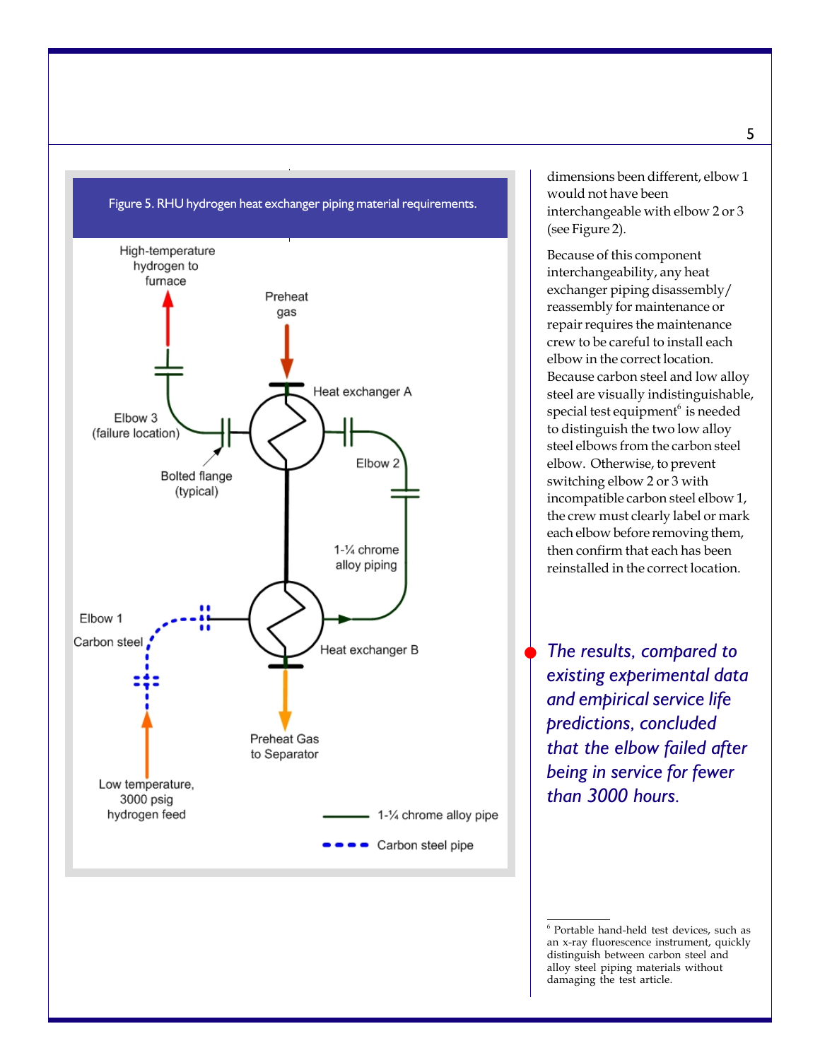Figure 5. RHU hydrogen heat exchanger piping material requirements.

High-temperature hydrogen to furnace

Preheat gas

Heat exchanger A

Elbow 3 (failure location)

Bolted flange (typical)

Elbow 2

1-¼ chrome alloy piping

Elbow 1

Carbon steel

Heat exchanger B

Preheat Gas to Separator

Low temperature, 3000 psig hydrogen feed

1-¼ chrome alloy pipe

Carbon steel pipe

dimensions been different, elbow 1 would not have been interchangeable with elbow 2 or 3 (see Figure 2).

Because of this component interchangeability, any heat exchanger piping disassembly/ reassembly for maintenance or repair requires the maintenance crew to be careful to install each elbow in the correct location. Because carbon steel and low alloy steel are visually indistinguishable, special test equipment[6] is needed to distinguish the two low alloy steel elbows from the carbon steel elbow. Otherwise, to prevent switching elbow 2 or 3 with incompatible carbon steel elbow 1, the crew must clearly label or mark each elbow before removing them, then confirm that each has been reinstalled in the correct location.

*The results, compared to existing experimental data and empirical service life predictions, concluded that the elbow failed after being in service for fewer than 3000 hours.*

[6] Portable hand-held test devices, such as an x-ray fluorescence instrument, quickly distinguish between carbon steel and alloy steel piping materials without damaging the test article.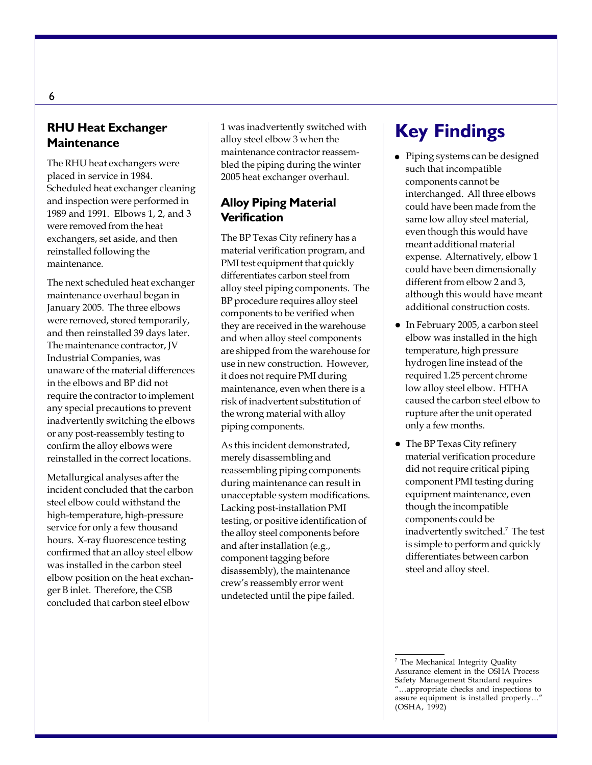### RHU Heat Exchanger Maintenance

The RHU heat exchangers were placed in service in 1984. Scheduled heat exchanger cleaning and inspection were performed in 1989 and 1991. Elbows 1, 2, and 3 were removed from the heat exchangers, set aside, and then reinstalled following the maintenance.

The next scheduled heat exchanger maintenance overhaul began in January 2005. The three elbows were removed, stored temporarily, and then reinstalled 39 days later. The maintenance contractor, JV Industrial Companies, was unaware of the material differences in the elbows and BP did not require the contractor to implement any special precautions to prevent inadvertently switching the elbows or any post-reassembly testing to confirm the alloy elbows were reinstalled in the correct locations.

Metallurgical analyses after the incident concluded that the carbon steel elbow could withstand the high-temperature, high-pressure service for only a few thousand hours. X-ray fluorescence testing confirmed that an alloy steel elbow was installed in the carbon steel elbow position on the heat exchanger B inlet. Therefore, the CSB concluded that carbon steel elbow 1 was inadvertently switched with alloy steel elbow 3 when the maintenance contractor reassembled the piping during the winter 2005 heat exchanger overhaul.

### Alloy Piping Material Verification

The BP Texas City refinery has a material verification program, and PMI test equipment that quickly differentiates carbon steel from alloy steel piping components. The BP procedure requires alloy steel components to be verified when they are received in the warehouse and when alloy steel components are shipped from the warehouse for use in new construction. However, it does not require PMI during maintenance, even when there is a risk of inadvertent substitution of the wrong material with alloy piping components.

As this incident demonstrated, merely disassembling and reassembling piping components during maintenance can result in unacceptable system modifications. Lacking post-installation PMI testing, or positive identification of the alloy steel components before and after installation (e.g., component tagging before disassembly), the maintenance crew's reassembly error went undetected until the pipe failed.

# Key Findings

- Piping systems can be designed such that incompatible components cannot be interchanged. All three elbows could have been made from the same low alloy steel material, even though this would have meant additional material expense. Alternatively, elbow 1 could have been dimensionally different from elbow 2 and 3, although this would have meant additional construction costs.
- In February 2005, a carbon steel elbow was installed in the high temperature, high pressure hydrogen line instead of the required 1.25 percent chrome low alloy steel elbow. HTHA caused the carbon steel elbow to rupture after the unit operated only a few months.
- The BP Texas City refinery material verification procedure did not require critical piping component PMI testing during equipment maintenance, even though the incompatible components could be inadvertently switched.[7] The test is simple to perform and quickly differentiates between carbon steel and alloy steel.

[7] The Mechanical Integrity Quality Assurance element in the OSHA Process Safety Management Standard requires "…appropriate checks and inspections to assure equipment is installed properly…" (OSHA, 1992)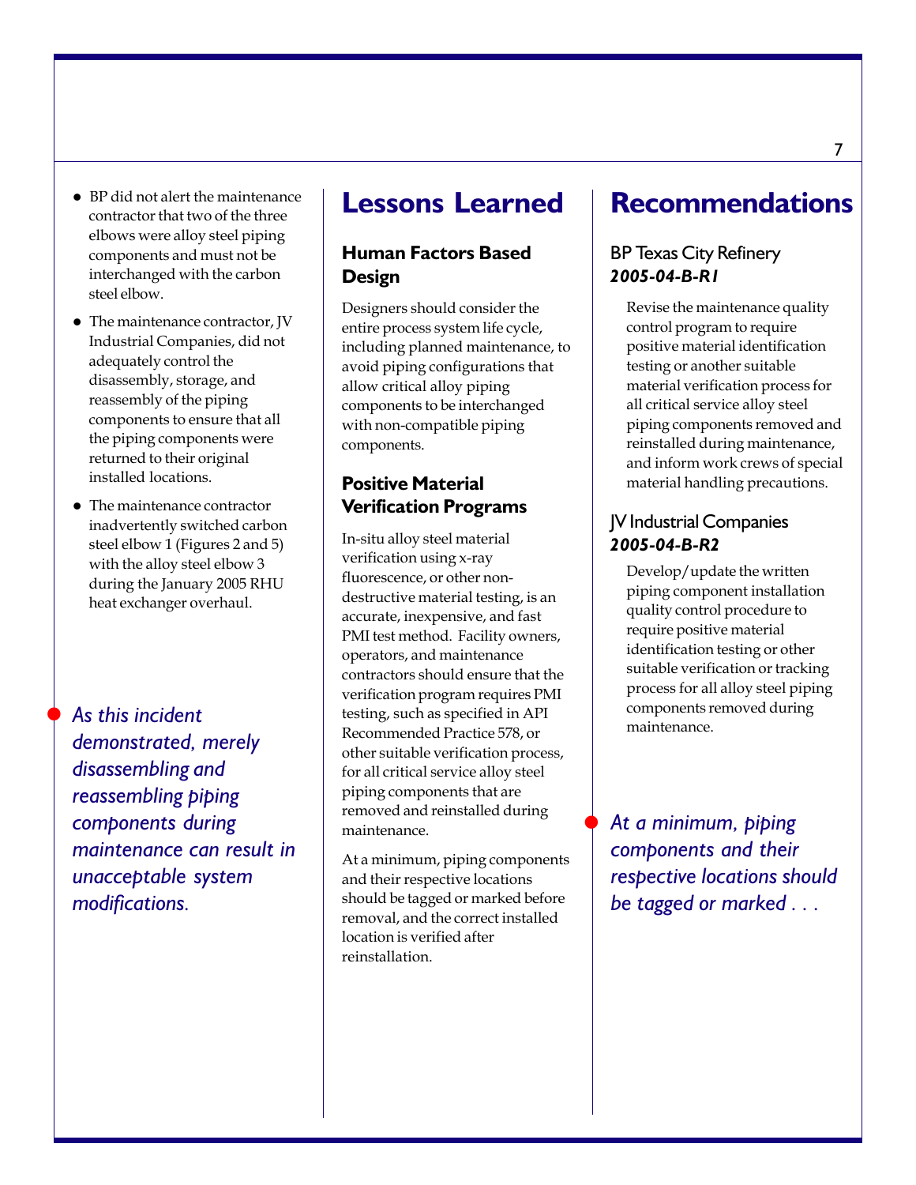- BP did not alert the maintenance contractor that two of the three elbows were alloy steel piping components and must not be interchanged with the carbon steel elbow.
- The maintenance contractor, JV Industrial Companies, did not adequately control the disassembly, storage, and reassembly of the piping components to ensure that all the piping components were returned to their original installed locations.
- The maintenance contractor inadvertently switched carbon steel elbow 1 (Figures 2 and 5) with the alloy steel elbow 3 during the January 2005 RHU heat exchanger overhaul.

*As this incident demonstrated, merely disassembling and reassembling piping components during maintenance can result in unacceptable system modifications.*

# Lessons Learned

## Human Factors Based Design

Designers should consider the entire process system life cycle, including planned maintenance, to avoid piping configurations that allow critical alloy piping components to be interchanged with non-compatible piping components.

## Positive Material Verification Programs

In-situ alloy steel material verification using x-ray fluorescence, or other non-destructive material testing, is an accurate, inexpensive, and fast PMI test method. Facility owners, operators, and maintenance contractors should ensure that the verification program requires PMI testing, such as specified in API Recommended Practice 578, or other suitable verification process, for all critical service alloy steel piping components that are removed and reinstalled during maintenance.

At a minimum, piping components and their respective locations should be tagged or marked before removal, and the correct installed location is verified after reinstallation.

# Recommendations

### BP Texas City Refinery
***2005-04-B-R1***

Revise the maintenance quality control program to require positive material identification testing or another suitable material verification process for all critical service alloy steel piping components removed and reinstalled during maintenance, and inform work crews of special material handling precautions.

### JV Industrial Companies
***2005-04-B-R2***

Develop/update the written piping component installation quality control procedure to require positive material identification testing or other suitable verification or tracking process for all alloy steel piping components removed during maintenance.

*At a minimum, piping components and their respective locations should be tagged or marked . . .*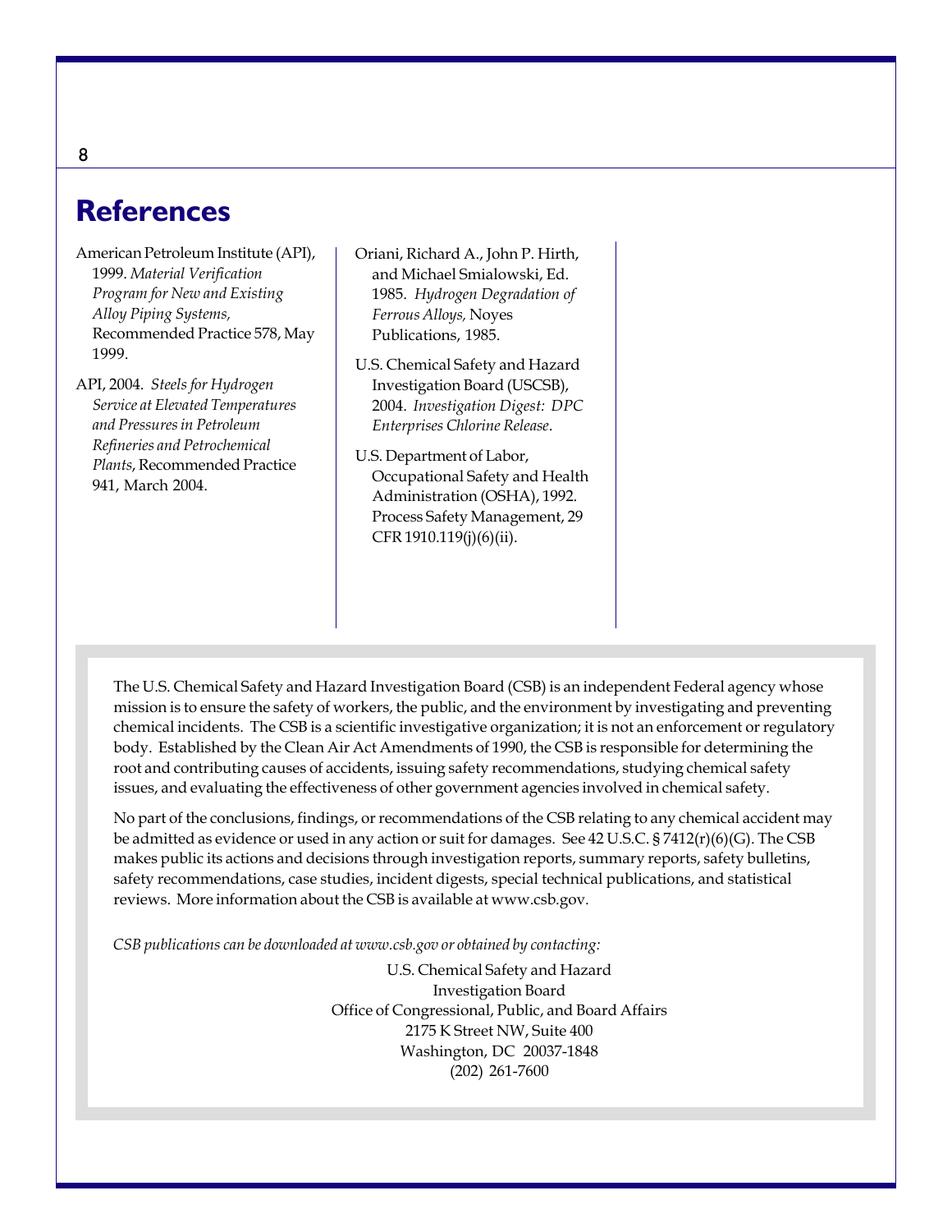# References

American Petroleum Institute (API), 1999. *Material Verification Program for New and Existing Alloy Piping Systems,* Recommended Practice 578, May 1999.

API, 2004. *Steels for Hydrogen Service at Elevated Temperatures and Pressures in Petroleum Refineries and Petrochemical Plants*, Recommended Practice 941, March 2004.

Oriani, Richard A., John P. Hirth, and Michael Smialowski, Ed. 1985. *Hydrogen Degradation of Ferrous Alloys,* Noyes Publications, 1985.

U.S. Chemical Safety and Hazard Investigation Board (USCSB), 2004. *Investigation Digest: DPC Enterprises Chlorine Release*.

U.S. Department of Labor, Occupational Safety and Health Administration (OSHA), 1992. Process Safety Management, 29 CFR 1910.119(j)(6)(ii).

The U.S. Chemical Safety and Hazard Investigation Board (CSB) is an independent Federal agency whose mission is to ensure the safety of workers, the public, and the environment by investigating and preventing chemical incidents. The CSB is a scientific investigative organization; it is not an enforcement or regulatory body. Established by the Clean Air Act Amendments of 1990, the CSB is responsible for determining the root and contributing causes of accidents, issuing safety recommendations, studying chemical safety issues, and evaluating the effectiveness of other government agencies involved in chemical safety.

No part of the conclusions, findings, or recommendations of the CSB relating to any chemical accident may be admitted as evidence or used in any action or suit for damages. See 42 U.S.C. § 7412(r)(6)(G). The CSB makes public its actions and decisions through investigation reports, summary reports, safety bulletins, safety recommendations, case studies, incident digests, special technical publications, and statistical reviews. More information about the CSB is available at www.csb.gov.

*CSB publications can be downloaded at www.csb.gov or obtained by contacting:*

U.S. Chemical Safety and Hazard
Investigation Board
Office of Congressional, Public, and Board Affairs
2175 K Street NW, Suite 400
Washington, DC 20037-1848
(202) 261-7600